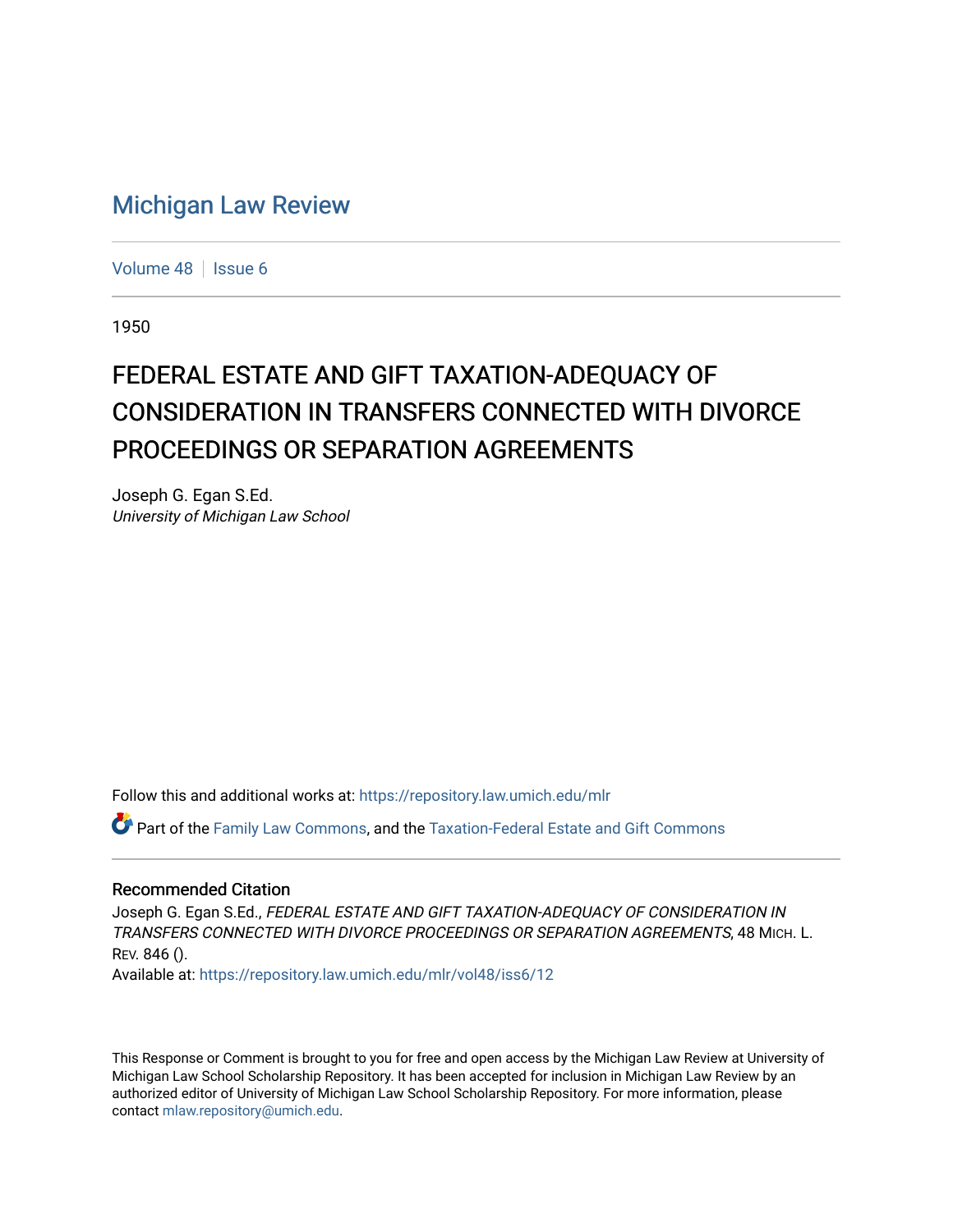# Michigan Law Review

Volume 48 | Issue 6

1950

## FEDERAL ESTATE AND GIFT TAXATION-ADEQUACY OF CONSIDERATION IN TRANSFERS CONNECTED WITH DIVORCE PROCEEDINGS OR SEPARATION AGREEMENTS

Joseph G. Egan S.Ed.
*University of Michigan Law School*

Follow this and additional works at: https://repository.law.umich.edu/mlr

Part of the Family Law Commons, and the Taxation-Federal Estate and Gift Commons

### Recommended Citation

Joseph G. Egan S.Ed., *FEDERAL ESTATE AND GIFT TAXATION-ADEQUACY OF CONSIDERATION IN TRANSFERS CONNECTED WITH DIVORCE PROCEEDINGS OR SEPARATION AGREEMENTS*, 48 MICH. L. REV. 846 ().
Available at: https://repository.law.umich.edu/mlr/vol48/iss6/12

This Response or Comment is brought to you for free and open access by the Michigan Law Review at University of Michigan Law School Scholarship Repository. It has been accepted for inclusion in Michigan Law Review by an authorized editor of University of Michigan Law School Scholarship Repository. For more information, please contact mlaw.repository@umich.edu.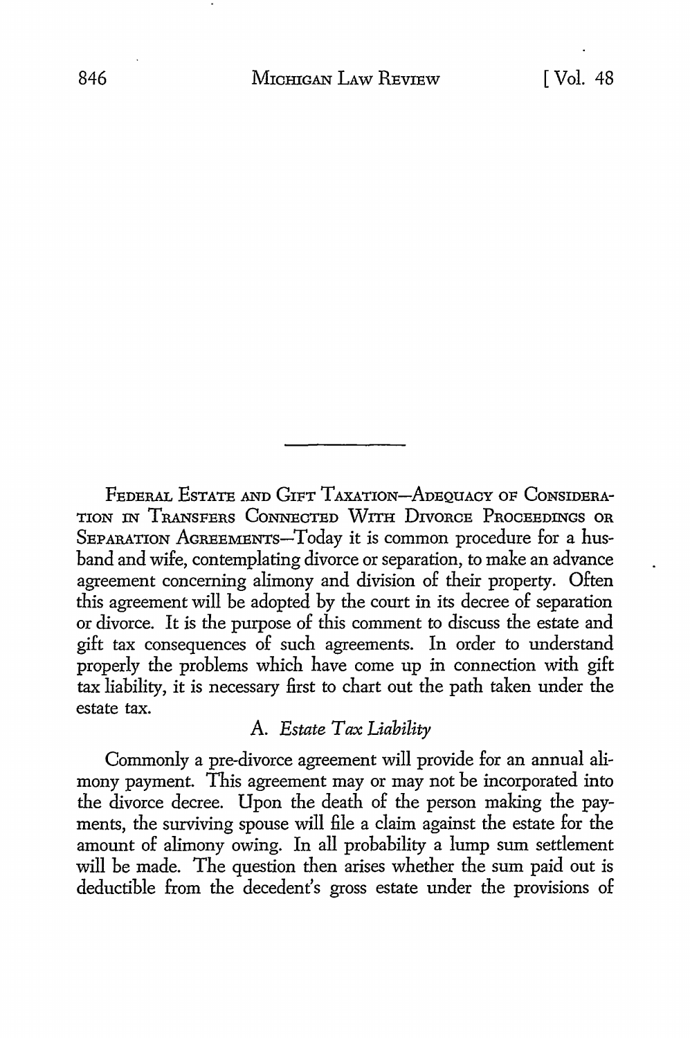FEDERAL ESTATE AND GIFT TAXATION—ADEQUACY OF CONSIDERATION IN TRANSFERS CONNECTED WITH DIVORCE PROCEEDINGS OR SEPARATION AGREEMENTS—Today it is common procedure for a husband and wife, contemplating divorce or separation, to make an advance agreement concerning alimony and division of their property. Often this agreement will be adopted by the court in its decree of separation or divorce. It is the purpose of this comment to discuss the estate and gift tax consequences of such agreements. In order to understand properly the problems which have come up in connection with gift tax liability, it is necessary first to chart out the path taken under the estate tax.

### A. *Estate Tax Liability*

Commonly a pre-divorce agreement will provide for an annual alimony payment. This agreement may or may not be incorporated into the divorce decree. Upon the death of the person making the payments, the surviving spouse will file a claim against the estate for the amount of alimony owing. In all probability a lump sum settlement will be made. The question then arises whether the sum paid out is deductible from the decedent's gross estate under the provisions of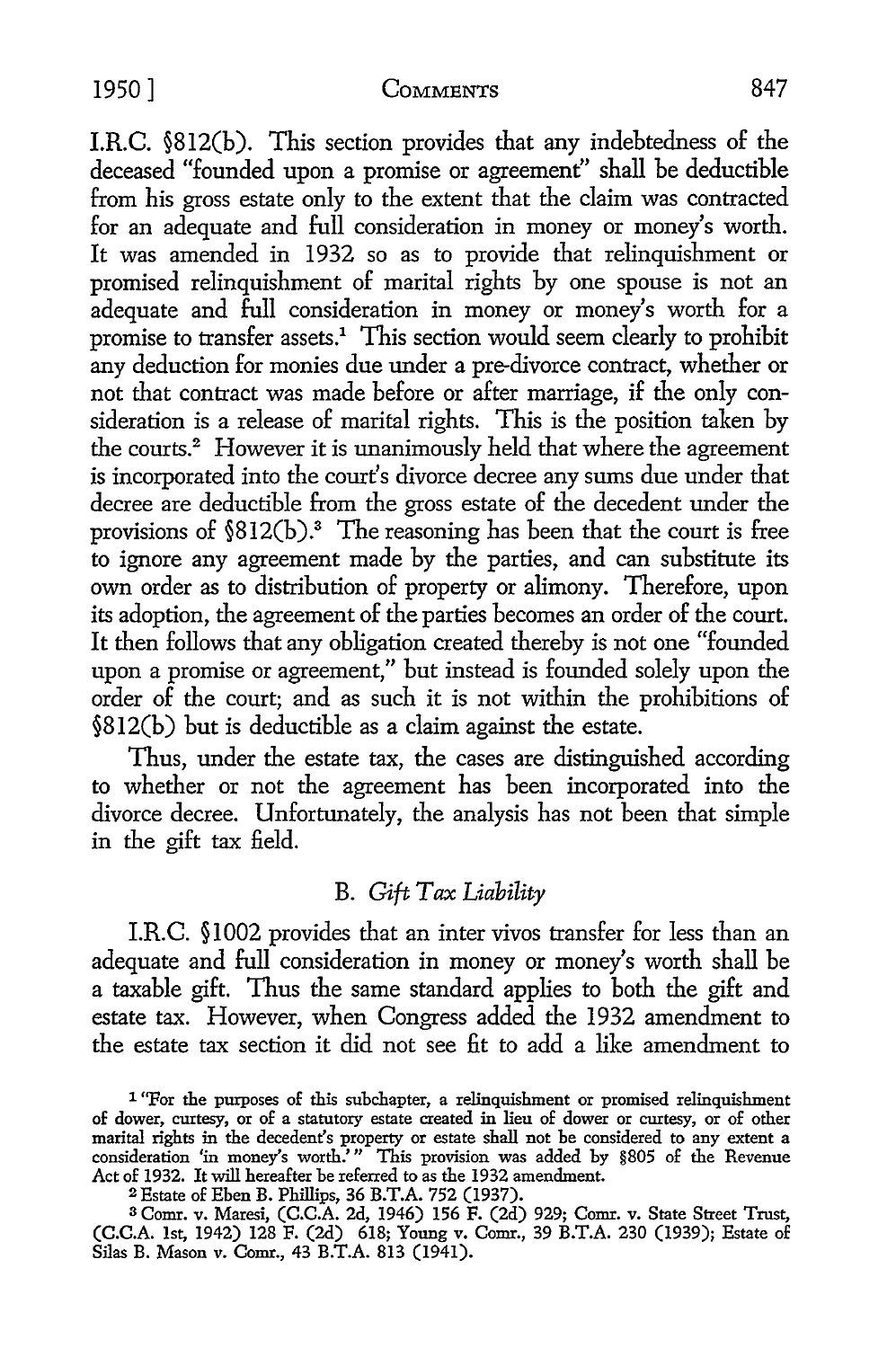I.R.C. §812(b). This section provides that any indebtedness of the deceased "founded upon a promise or agreement" shall be deductible from his gross estate only to the extent that the claim was contracted for an adequate and full consideration in money or money's worth. It was amended in 1932 so as to provide that relinquishment or promised relinquishment of marital rights by one spouse is not an adequate and full consideration in money or money's worth for a promise to transfer assets.[1] This section would seem clearly to prohibit any deduction for monies due under a pre-divorce contract, whether or not that contract was made before or after marriage, if the only consideration is a release of marital rights. This is the position taken by the courts.[2] However it is unanimously held that where the agreement is incorporated into the court's divorce decree any sums due under that decree are deductible from the gross estate of the decedent under the provisions of §812(b).[3] The reasoning has been that the court is free to ignore any agreement made by the parties, and can substitute its own order as to distribution of property or alimony. Therefore, upon its adoption, the agreement of the parties becomes an order of the court. It then follows that any obligation created thereby is not one "founded upon a promise or agreement," but instead is founded solely upon the order of the court; and as such it is not within the prohibitions of §812(b) but is deductible as a claim against the estate.

Thus, under the estate tax, the cases are distinguished according to whether or not the agreement has been incorporated into the divorce decree. Unfortunately, the analysis has not been that simple in the gift tax field.

### B. *Gift Tax Liability*

I.R.C. §1002 provides that an inter vivos transfer for less than an adequate and full consideration in money or money's worth shall be a taxable gift. Thus the same standard applies to both the gift and estate tax. However, when Congress added the 1932 amendment to the estate tax section it did not see fit to add a like amendment to

---

[1] "For the purposes of this subchapter, a relinquishment or promised relinquishment of dower, curtesy, or of a statutory estate created in lieu of dower or curtesy, or of other marital rights in the decedent's property or estate shall not be considered to any extent a consideration 'in money's worth.'" This provision was added by §805 of the Revenue Act of 1932. It will hereafter be referred to as the 1932 amendment.

[2] Estate of Eben B. Phillips, 36 B.T.A. 752 (1937).

[3] Comr. v. Maresi, (C.C.A. 2d, 1946) 156 F. (2d) 929; Comr. v. State Street Trust, (C.C.A. 1st, 1942) 128 F. (2d) 618; Young v. Comr., 39 B.T.A. 230 (1939); Estate of Silas B. Mason v. Comr., 43 B.T.A. 813 (1941).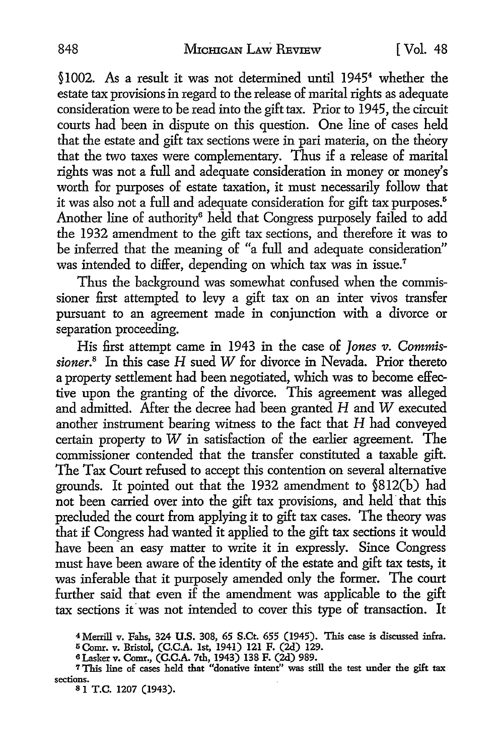§1002. As a result it was not determined until 1945[4] whether the estate tax provisions in regard to the release of marital rights as adequate consideration were to be read into the gift tax. Prior to 1945, the circuit courts had been in dispute on this question. One line of cases held that the estate and gift tax sections were in pari materia, on the theory that the two taxes were complementary. Thus if a release of marital rights was not a full and adequate consideration in money or money's worth for purposes of estate taxation, it must necessarily follow that it was also not a full and adequate consideration for gift tax purposes.[5] Another line of authority[6] held that Congress purposely failed to add the 1932 amendment to the gift tax sections, and therefore it was to be inferred that the meaning of "a full and adequate consideration" was intended to differ, depending on which tax was in issue.[7]

Thus the background was somewhat confused when the commissioner first attempted to levy a gift tax on an inter vivos transfer pursuant to an agreement made in conjunction with a divorce or separation proceeding.

His first attempt came in 1943 in the case of *Jones v. Commissioner*.[8] In this case *H* sued *W* for divorce in Nevada. Prior thereto a property settlement had been negotiated, which was to become effective upon the granting of the divorce. This agreement was alleged and admitted. After the decree had been granted *H* and *W* executed another instrument bearing witness to the fact that *H* had conveyed certain property to *W* in satisfaction of the earlier agreement. The commissioner contended that the transfer constituted a taxable gift. The Tax Court refused to accept this contention on several alternative grounds. It pointed out that the 1932 amendment to §812(b) had not been carried over into the gift tax provisions, and held this precluded the court from applying it to gift tax cases. The theory was that if Congress had wanted it applied to the gift tax sections it would have been an easy matter to write it in expressly. Since Congress must have been aware of the identity of the estate and gift tax tests, it was inferable that it purposely amended only the former. The court further said that even if the amendment was applicable to the gift tax sections it was not intended to cover this type of transaction. It

[4] Merrill v. Fahs, 324 U.S. 308, 65 S.Ct. 655 (1945). This case is discussed infra.

[5] Comr. v. Bristol, (C.C.A. 1st, 1941) 121 F. (2d) 129.

[6] Lasker v. Comr., (C.C.A. 7th, 1943) 138 F. (2d) 989.

[7] This line of cases held that "donative intent" was still the test under the gift tax sections.

[8] 1 T.C. 1207 (1943).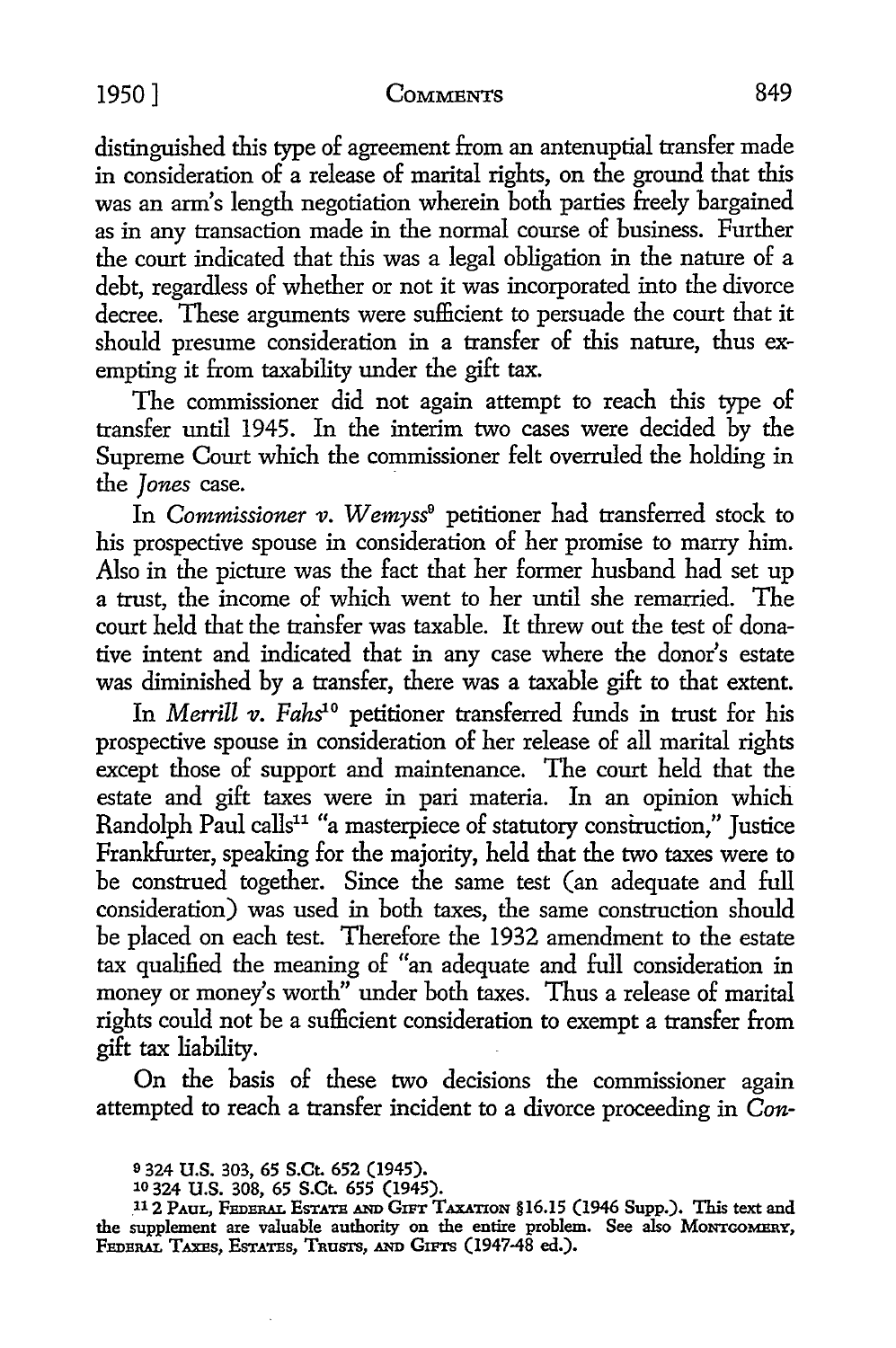distinguished this type of agreement from an antenuptial transfer made in consideration of a release of marital rights, on the ground that this was an arm's length negotiation wherein both parties freely bargained as in any transaction made in the normal course of business. Further the court indicated that this was a legal obligation in the nature of a debt, regardless of whether or not it was incorporated into the divorce decree. These arguments were sufficient to persuade the court that it should presume consideration in a transfer of this nature, thus exempting it from taxability under the gift tax.

The commissioner did not again attempt to reach this type of transfer until 1945. In the interim two cases were decided by the Supreme Court which the commissioner felt overruled the holding in the *Jones* case.

In *Commissioner v. Wemyss*[9] petitioner had transferred stock to his prospective spouse in consideration of her promise to marry him. Also in the picture was the fact that her former husband had set up a trust, the income of which went to her until she remarried. The court held that the transfer was taxable. It threw out the test of donative intent and indicated that in any case where the donor's estate was diminished by a transfer, there was a taxable gift to that extent.

In *Merrill v. Fahs*[10] petitioner transferred funds in trust for his prospective spouse in consideration of her release of all marital rights except those of support and maintenance. The court held that the estate and gift taxes were in pari materia. In an opinion which Randolph Paul calls[11] "a masterpiece of statutory construction," Justice Frankfurter, speaking for the majority, held that the two taxes were to be construed together. Since the same test (an adequate and full consideration) was used in both taxes, the same construction should be placed on each test. Therefore the 1932 amendment to the estate tax qualified the meaning of "an adequate and full consideration in money or money's worth" under both taxes. Thus a release of marital rights could not be a sufficient consideration to exempt a transfer from gift tax liability.

On the basis of these two decisions the commissioner again attempted to reach a transfer incident to a divorce proceeding in *Con-*

[9] 324 U.S. 303, 65 S.Ct. 652 (1945).

[10] 324 U.S. 308, 65 S.Ct. 655 (1945).

[11] 2 PAUL, FEDERAL ESTATE AND GIFT TAXATION §16.15 (1946 Supp.). This text and the supplement are valuable authority on the entire problem. See also MONTGOMERY, FEDERAL TAXES, ESTATES, TRUSTS, AND GIFTS (1947-48 ed.).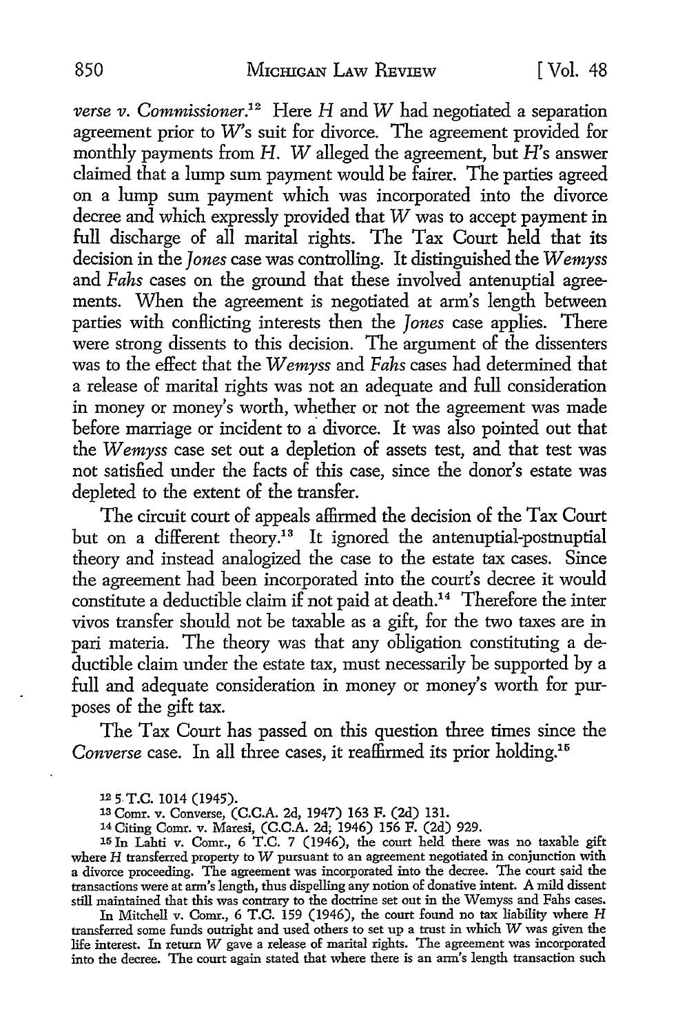*verse v. Commissioner.*[12] Here *H* and *W* had negotiated a separation agreement prior to *W*'s suit for divorce. The agreement provided for monthly payments from *H*. *W* alleged the agreement, but *H*'s answer claimed that a lump sum payment would be fairer. The parties agreed on a lump sum payment which was incorporated into the divorce decree and which expressly provided that *W* was to accept payment in full discharge of all marital rights. The Tax Court held that its decision in the *Jones* case was controlling. It distinguished the *Wemyss* and *Fahs* cases on the ground that these involved antenuptial agreements. When the agreement is negotiated at arm's length between parties with conflicting interests then the *Jones* case applies. There were strong dissents to this decision. The argument of the dissenters was to the effect that the *Wemyss* and *Fahs* cases had determined that a release of marital rights was not an adequate and full consideration in money or money's worth, whether or not the agreement was made before marriage or incident to a divorce. It was also pointed out that the *Wemyss* case set out a depletion of assets test, and that test was not satisfied under the facts of this case, since the donor's estate was depleted to the extent of the transfer.

The circuit court of appeals affirmed the decision of the Tax Court but on a different theory.[13] It ignored the antenuptial-postnuptial theory and instead analogized the case to the estate tax cases. Since the agreement had been incorporated into the court's decree it would constitute a deductible claim if not paid at death.[14] Therefore the inter vivos transfer should not be taxable as a gift, for the two taxes are in pari materia. The theory was that any obligation constituting a deductible claim under the estate tax, must necessarily be supported by a full and adequate consideration in money or money's worth for purposes of the gift tax.

The Tax Court has passed on this question three times since the *Converse* case. In all three cases, it reaffirmed its prior holding.[15]

[12] 5 T.C. 1014 (1945).

[13] Comr. v. Converse, (C.C.A. 2d, 1947) 163 F. (2d) 131.

[14] Citing Comr. v. Maresi, (C.C.A. 2d, 1946) 156 F. (2d) 929.

[15] In Lahti v. Comr., 6 T.C. 7 (1946), the court held there was no taxable gift where *H* transferred property to *W* pursuant to an agreement negotiated in conjunction with a divorce proceeding. The agreement was incorporated into the decree. The court said the transactions were at arm's length, thus dispelling any notion of donative intent. A mild dissent still maintained that this was contrary to the doctrine set out in the Wemyss and Fahs cases.

In Mitchell v. Comr., 6 T.C. 159 (1946), the court found no tax liability where *H* transferred some funds outright and used others to set up a trust in which *W* was given the life interest. In return *W* gave a release of marital rights. The agreement was incorporated into the decree. The court again stated that where there is an arm's length transaction such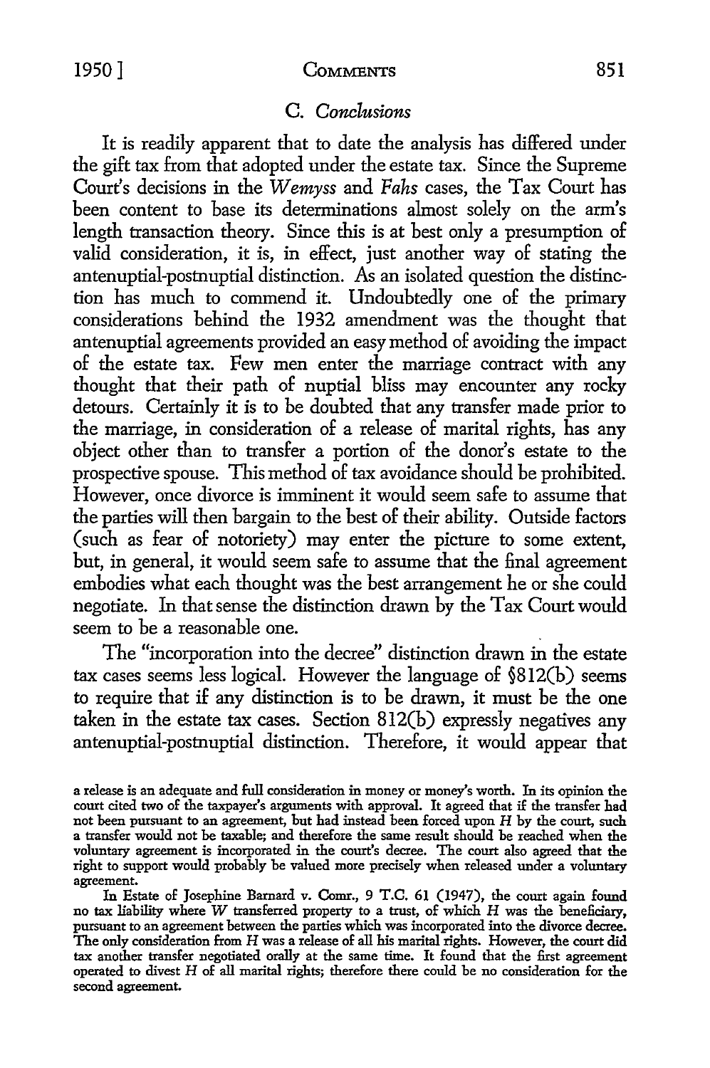### C. *Conclusions*

It is readily apparent that to date the analysis has differed under the gift tax from that adopted under the estate tax. Since the Supreme Court's decisions in the *Wemyss* and *Fahs* cases, the Tax Court has been content to base its determinations almost solely on the arm's length transaction theory. Since this is at best only a presumption of valid consideration, it is, in effect, just another way of stating the antenuptial-postnuptial distinction. As an isolated question the distinction has much to commend it. Undoubtedly one of the primary considerations behind the 1932 amendment was the thought that antenuptial agreements provided an easy method of avoiding the impact of the estate tax. Few men enter the marriage contract with any thought that their path of nuptial bliss may encounter any rocky detours. Certainly it is to be doubted that any transfer made prior to the marriage, in consideration of a release of marital rights, has any object other than to transfer a portion of the donor's estate to the prospective spouse. This method of tax avoidance should be prohibited. However, once divorce is imminent it would seem safe to assume that the parties will then bargain to the best of their ability. Outside factors (such as fear of notoriety) may enter the picture to some extent, but, in general, it would seem safe to assume that the final agreement embodies what each thought was the best arrangement he or she could negotiate. In that sense the distinction drawn by the Tax Court would seem to be a reasonable one.

The "incorporation into the decree" distinction drawn in the estate tax cases seems less logical. However the language of §812(b) seems to require that if any distinction is to be drawn, it must be the one taken in the estate tax cases. Section 812(b) expressly negatives any antenuptial-postnuptial distinction. Therefore, it would appear that

a release is an adequate and full consideration in money or money's worth. In its opinion the court cited two of the taxpayer's arguments with approval. It agreed that if the transfer had not been pursuant to an agreement, but had instead been forced upon *H* by the court, such a transfer would not be taxable; and therefore the same result should be reached when the voluntary agreement is incorporated in the court's decree. The court also agreed that the right to support would probably be valued more precisely when released under a voluntary agreement.

In Estate of Josephine Barnard v. Comr., 9 T.C. 61 (1947), the court again found no tax liability where *W* transferred property to a trust, of which *H* was the beneficiary, pursuant to an agreement between the parties which was incorporated into the divorce decree. The only consideration from *H* was a release of all his marital rights. However, the court did tax another transfer negotiated orally at the same time. It found that the first agreement operated to divest *H* of all marital rights; therefore there could be no consideration for the second agreement.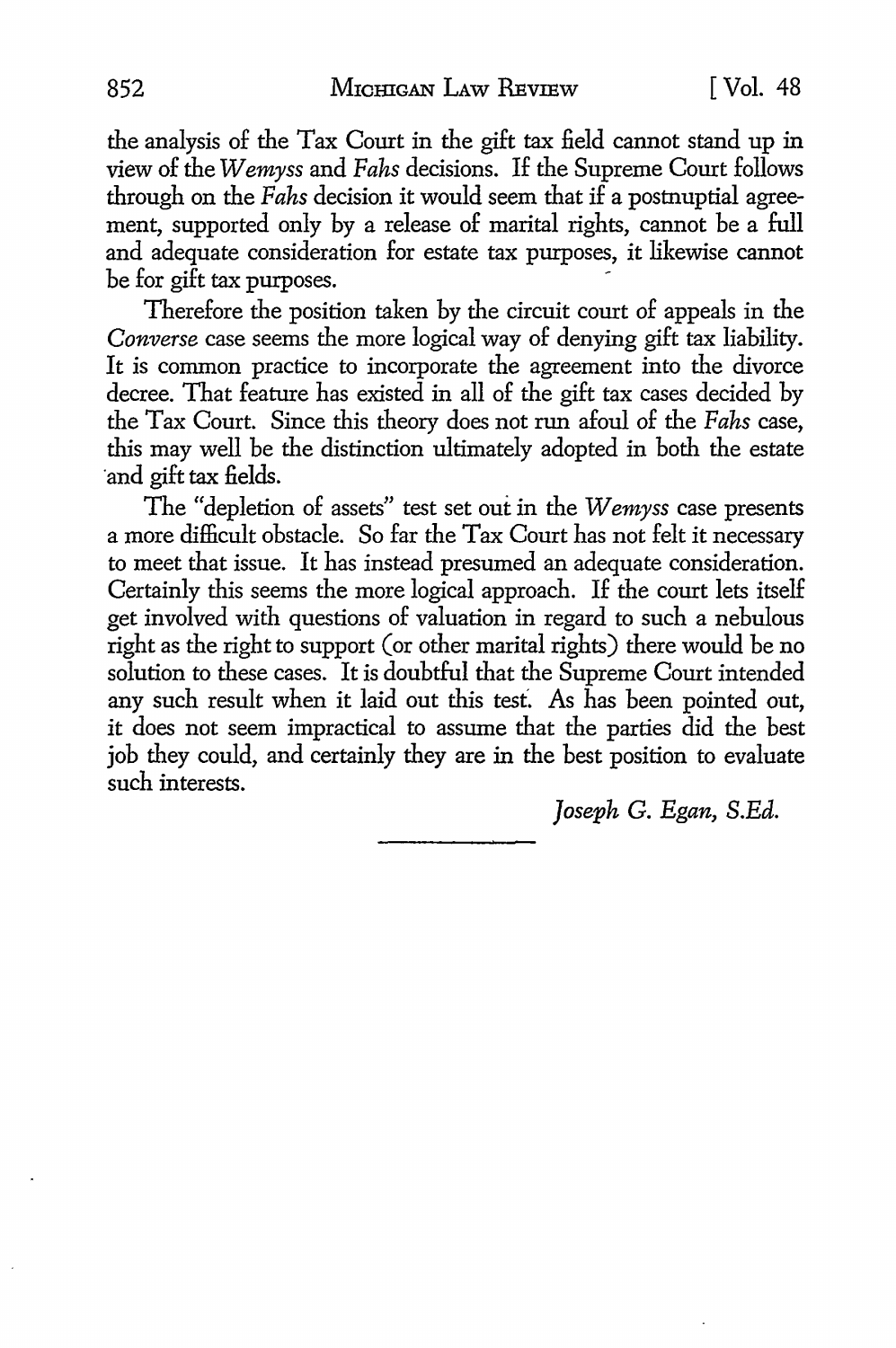the analysis of the Tax Court in the gift tax field cannot stand up in view of the *Wemyss* and *Fahs* decisions. If the Supreme Court follows through on the *Fahs* decision it would seem that if a postnuptial agreement, supported only by a release of marital rights, cannot be a full and adequate consideration for estate tax purposes, it likewise cannot be for gift tax purposes.

Therefore the position taken by the circuit court of appeals in the *Converse* case seems the more logical way of denying gift tax liability. It is common practice to incorporate the agreement into the divorce decree. That feature has existed in all of the gift tax cases decided by the Tax Court. Since this theory does not run afoul of the *Fahs* case, this may well be the distinction ultimately adopted in both the estate and gift tax fields.

The "depletion of assets" test set out in the *Wemyss* case presents a more difficult obstacle. So far the Tax Court has not felt it necessary to meet that issue. It has instead presumed an adequate consideration. Certainly this seems the more logical approach. If the court lets itself get involved with questions of valuation in regard to such a nebulous right as the right to support (or other marital rights) there would be no solution to these cases. It is doubtful that the Supreme Court intended any such result when it laid out this test. As has been pointed out, it does not seem impractical to assume that the parties did the best job they could, and certainly they are in the best position to evaluate such interests.

*Joseph G. Egan, S.Ed.*